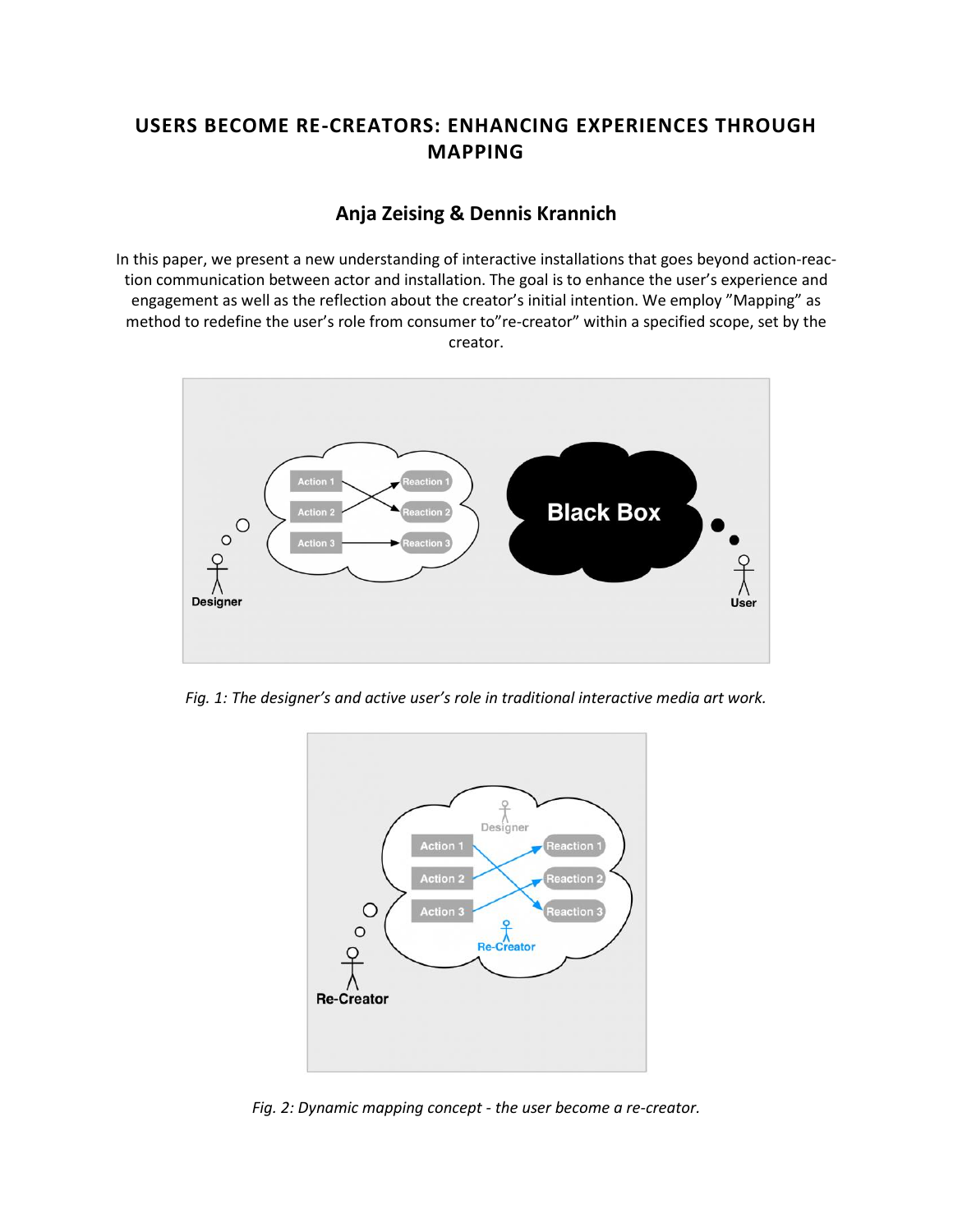# USERS BECOME RE-CREATORS: ENHANCING EXPERIENCES THROUGH MAPPING

## Anja Zeising & Dennis Krannich

In this paper, we present a new understanding of interactive installations that goes beyond action-reaction communication between actor and installation. The goal is to enhance the user's experience and engagement as well as the reflection about the creator's initial intention. We employ "Mapping" as method to redefine the user's role from consumer to"re-creator" within a specified scope, set by the creator.

*Fig. 1: The designer's and active user's role in traditional interactive media art work.*

*Fig. 2: Dynamic mapping concept - the user become a re-creator.*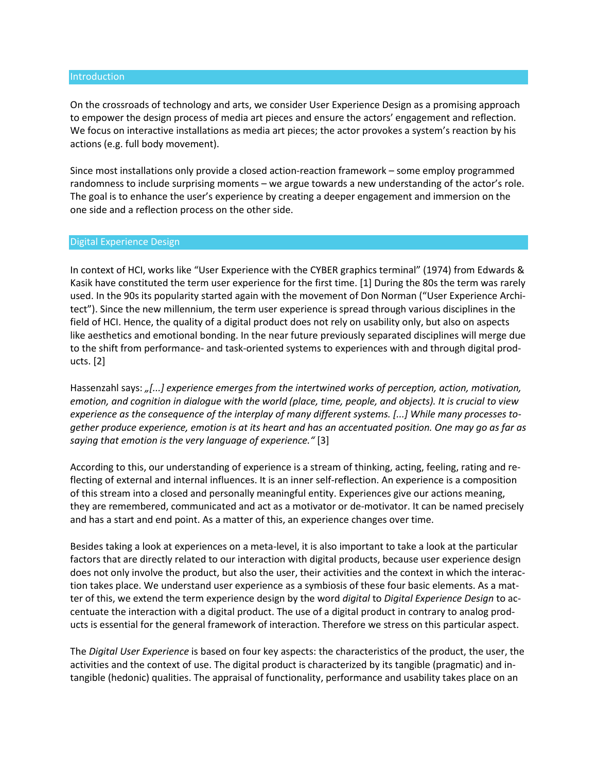## Introduction

On the crossroads of technology and arts, we consider User Experience Design as a promising approach to empower the design process of media art pieces and ensure the actors' engagement and reflection. We focus on interactive installations as media art pieces; the actor provokes a system's reaction by his actions (e.g. full body movement).

Since most installations only provide a closed action-reaction framework – some employ programmed randomness to include surprising moments – we argue towards a new understanding of the actor's role. The goal is to enhance the user's experience by creating a deeper engagement and immersion on the one side and a reflection process on the other side.

## Digital Experience Design

In context of HCI, works like "User Experience with the CYBER graphics terminal" (1974) from Edwards & Kasik have constituted the term user experience for the first time. [1] During the 80s the term was rarely used. In the 90s its popularity started again with the movement of Don Norman ("User Experience Architect"). Since the new millennium, the term user experience is spread through various disciplines in the field of HCI. Hence, the quality of a digital product does not rely on usability only, but also on aspects like aesthetics and emotional bonding. In the near future previously separated disciplines will merge due to the shift from performance- and task-oriented systems to experiences with and through digital products. [2]

Hassenzahl says: *„[...] experience emerges from the intertwined works of perception, action, motivation, emotion, and cognition in dialogue with the world (place, time, people, and objects). It is crucial to view experience as the consequence of the interplay of many different systems. [...] While many processes together produce experience, emotion is at its heart and has an accentuated position. One may go as far as saying that emotion is the very language of experience."* [3]

According to this, our understanding of experience is a stream of thinking, acting, feeling, rating and reflecting of external and internal influences. It is an inner self-reflection. An experience is a composition of this stream into a closed and personally meaningful entity. Experiences give our actions meaning, they are remembered, communicated and act as a motivator or de-motivator. It can be named precisely and has a start and end point. As a matter of this, an experience changes over time.

Besides taking a look at experiences on a meta-level, it is also important to take a look at the particular factors that are directly related to our interaction with digital products, because user experience design does not only involve the product, but also the user, their activities and the context in which the interaction takes place. We understand user experience as a symbiosis of these four basic elements. As a matter of this, we extend the term experience design by the word *digital* to *Digital Experience Design* to accentuate the interaction with a digital product. The use of a digital product in contrary to analog products is essential for the general framework of interaction. Therefore we stress on this particular aspect.

The *Digital User Experience* is based on four key aspects: the characteristics of the product, the user, the activities and the context of use. The digital product is characterized by its tangible (pragmatic) and intangible (hedonic) qualities. The appraisal of functionality, performance and usability takes place on an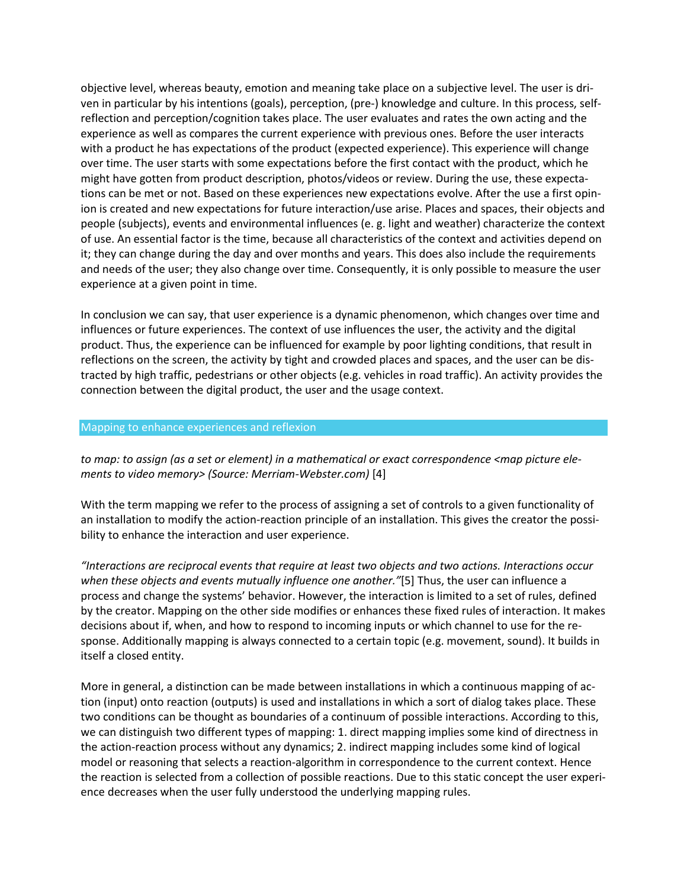objective level, whereas beauty, emotion and meaning take place on a subjective level. The user is driven in particular by his intentions (goals), perception, (pre-) knowledge and culture. In this process, self-reflection and perception/cognition takes place. The user evaluates and rates the own acting and the experience as well as compares the current experience with previous ones. Before the user interacts with a product he has expectations of the product (expected experience). This experience will change over time. The user starts with some expectations before the first contact with the product, which he might have gotten from product description, photos/videos or review. During the use, these expectations can be met or not. Based on these experiences new expectations evolve. After the use a first opinion is created and new expectations for future interaction/use arise. Places and spaces, their objects and people (subjects), events and environmental influences (e. g. light and weather) characterize the context of use. An essential factor is the time, because all characteristics of the context and activities depend on it; they can change during the day and over months and years. This does also include the requirements and needs of the user; they also change over time. Consequently, it is only possible to measure the user experience at a given point in time.

In conclusion we can say, that user experience is a dynamic phenomenon, which changes over time and influences or future experiences. The context of use influences the user, the activity and the digital product. Thus, the experience can be influenced for example by poor lighting conditions, that result in reflections on the screen, the activity by tight and crowded places and spaces, and the user can be distracted by high traffic, pedestrians or other objects (e.g. vehicles in road traffic). An activity provides the connection between the digital product, the user and the usage context.

## Mapping to enhance experiences and reflexion

*to map: to assign (as a set or element) in a mathematical or exact correspondence <map picture elements to video memory> (Source: Merriam-Webster.com)* [4]

With the term mapping we refer to the process of assigning a set of controls to a given functionality of an installation to modify the action-reaction principle of an installation. This gives the creator the possibility to enhance the interaction and user experience.

*"Interactions are reciprocal events that require at least two objects and two actions. Interactions occur when these objects and events mutually influence one another."*[5] Thus, the user can influence a process and change the systems' behavior. However, the interaction is limited to a set of rules, defined by the creator. Mapping on the other side modifies or enhances these fixed rules of interaction. It makes decisions about if, when, and how to respond to incoming inputs or which channel to use for the response. Additionally mapping is always connected to a certain topic (e.g. movement, sound). It builds in itself a closed entity.

More in general, a distinction can be made between installations in which a continuous mapping of action (input) onto reaction (outputs) is used and installations in which a sort of dialog takes place. These two conditions can be thought as boundaries of a continuum of possible interactions. According to this, we can distinguish two different types of mapping: 1. direct mapping implies some kind of directness in the action-reaction process without any dynamics; 2. indirect mapping includes some kind of logical model or reasoning that selects a reaction-algorithm in correspondence to the current context. Hence the reaction is selected from a collection of possible reactions. Due to this static concept the user experience decreases when the user fully understood the underlying mapping rules.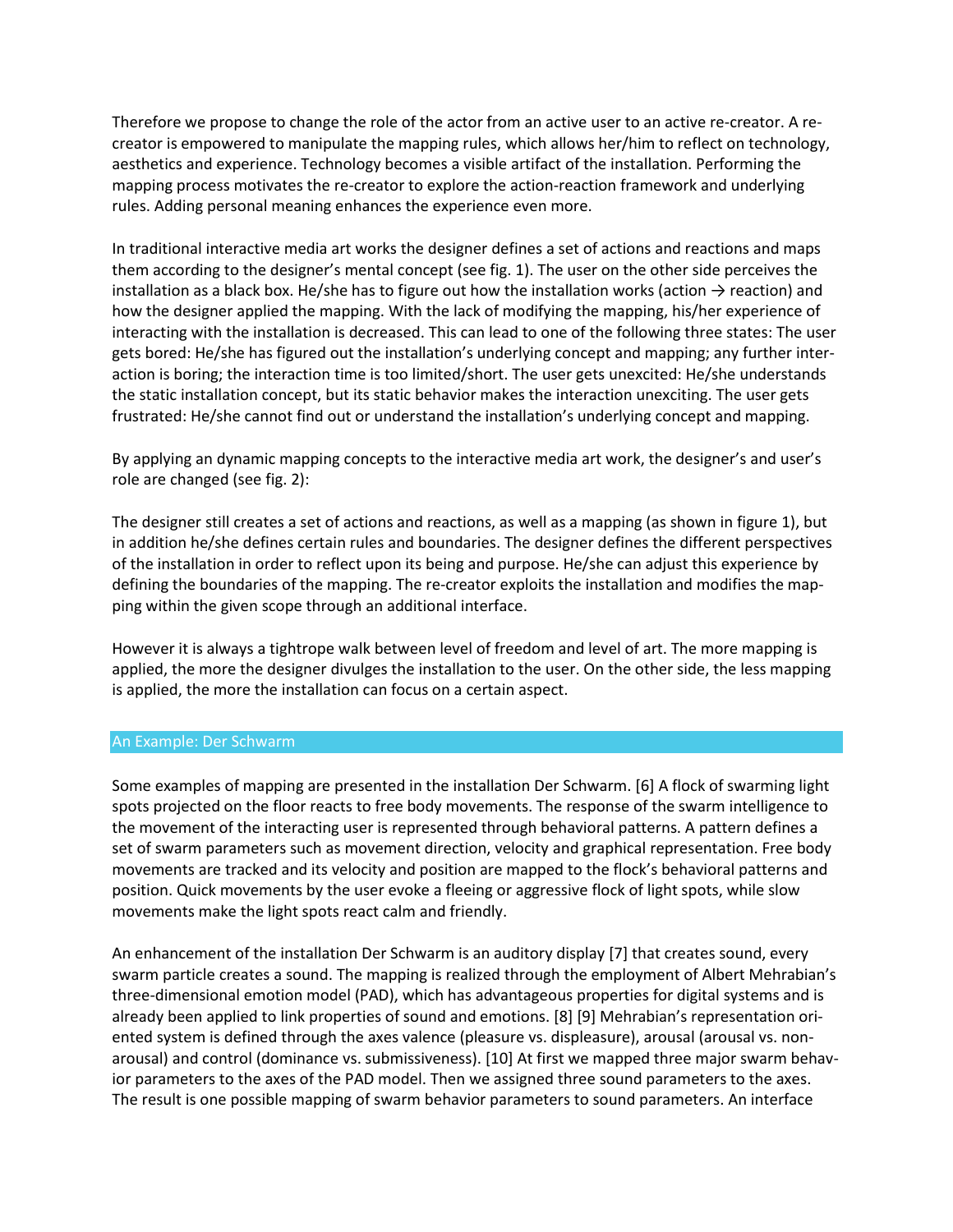Therefore we propose to change the role of the actor from an active user to an active re-creator. A re-creator is empowered to manipulate the mapping rules, which allows her/him to reflect on technology, aesthetics and experience. Technology becomes a visible artifact of the installation. Performing the mapping process motivates the re-creator to explore the action-reaction framework and underlying rules. Adding personal meaning enhances the experience even more.

In traditional interactive media art works the designer defines a set of actions and reactions and maps them according to the designer's mental concept (see fig. 1). The user on the other side perceives the installation as a black box. He/she has to figure out how the installation works (action → reaction) and how the designer applied the mapping. With the lack of modifying the mapping, his/her experience of interacting with the installation is decreased. This can lead to one of the following three states: The user gets bored: He/she has figured out the installation's underlying concept and mapping; any further interaction is boring; the interaction time is too limited/short. The user gets unexcited: He/she understands the static installation concept, but its static behavior makes the interaction unexciting. The user gets frustrated: He/she cannot find out or understand the installation's underlying concept and mapping.

By applying an dynamic mapping concepts to the interactive media art work, the designer's and user's role are changed (see fig. 2):

The designer still creates a set of actions and reactions, as well as a mapping (as shown in figure 1), but in addition he/she defines certain rules and boundaries. The designer defines the different perspectives of the installation in order to reflect upon its being and purpose. He/she can adjust this experience by defining the boundaries of the mapping. The re-creator exploits the installation and modifies the mapping within the given scope through an additional interface.

However it is always a tightrope walk between level of freedom and level of art. The more mapping is applied, the more the designer divulges the installation to the user. On the other side, the less mapping is applied, the more the installation can focus on a certain aspect.

## An Example: Der Schwarm

Some examples of mapping are presented in the installation Der Schwarm. [6] A flock of swarming light spots projected on the floor reacts to free body movements. The response of the swarm intelligence to the movement of the interacting user is represented through behavioral patterns. A pattern defines a set of swarm parameters such as movement direction, velocity and graphical representation. Free body movements are tracked and its velocity and position are mapped to the flock's behavioral patterns and position. Quick movements by the user evoke a fleeing or aggressive flock of light spots, while slow movements make the light spots react calm and friendly.

An enhancement of the installation Der Schwarm is an auditory display [7] that creates sound, every swarm particle creates a sound. The mapping is realized through the employment of Albert Mehrabian's three-dimensional emotion model (PAD), which has advantageous properties for digital systems and is already been applied to link properties of sound and emotions. [8] [9] Mehrabian's representation oriented system is defined through the axes valence (pleasure vs. displeasure), arousal (arousal vs. non-arousal) and control (dominance vs. submissiveness). [10] At first we mapped three major swarm behavior parameters to the axes of the PAD model. Then we assigned three sound parameters to the axes. The result is one possible mapping of swarm behavior parameters to sound parameters. An interface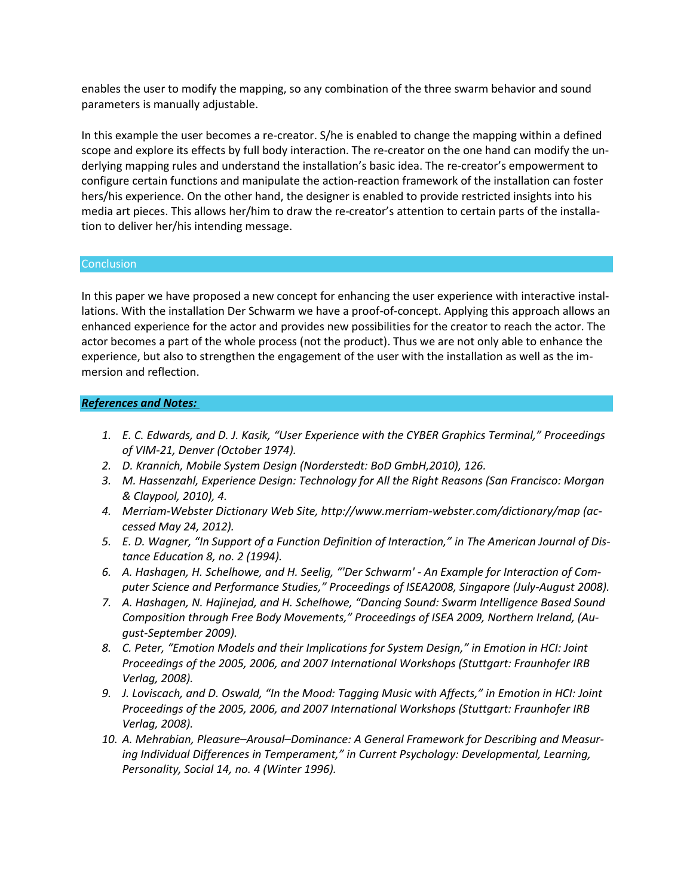enables the user to modify the mapping, so any combination of the three swarm behavior and sound parameters is manually adjustable.

In this example the user becomes a re-creator. S/he is enabled to change the mapping within a defined scope and explore its effects by full body interaction. The re-creator on the one hand can modify the underlying mapping rules and understand the installation's basic idea. The re-creator's empowerment to configure certain functions and manipulate the action-reaction framework of the installation can foster hers/his experience. On the other hand, the designer is enabled to provide restricted insights into his media art pieces. This allows her/him to draw the re-creator's attention to certain parts of the installation to deliver her/his intending message.

## Conclusion

In this paper we have proposed a new concept for enhancing the user experience with interactive installations. With the installation Der Schwarm we have a proof-of-concept. Applying this approach allows an enhanced experience for the actor and provides new possibilities for the creator to reach the actor. The actor becomes a part of the whole process (not the product). Thus we are not only able to enhance the experience, but also to strengthen the engagement of the user with the installation as well as the immersion and reflection.

## ***References and Notes:***

1. *E. C. Edwards, and D. J. Kasik, "User Experience with the CYBER Graphics Terminal," Proceedings of VIM-21, Denver (October 1974).*
2. *D. Krannich, Mobile System Design (Norderstedt: BoD GmbH,2010), 126.*
3. *M. Hassenzahl, Experience Design: Technology for All the Right Reasons (San Francisco: Morgan & Claypool, 2010), 4.*
4. *Merriam-Webster Dictionary Web Site, http://www.merriam-webster.com/dictionary/map (accessed May 24, 2012).*
5. *E. D. Wagner, "In Support of a Function Definition of Interaction," in The American Journal of Distance Education 8, no. 2 (1994).*
6. *A. Hashagen, H. Schelhowe, and H. Seelig, "'Der Schwarm' - An Example for Interaction of Computer Science and Performance Studies," Proceedings of ISEA2008, Singapore (July-August 2008).*
7. *A. Hashagen, N. Hajinejad, and H. Schelhowe, "Dancing Sound: Swarm Intelligence Based Sound Composition through Free Body Movements," Proceedings of ISEA 2009, Northern Ireland, (August-September 2009).*
8. *C. Peter, "Emotion Models and their Implications for System Design," in Emotion in HCI: Joint Proceedings of the 2005, 2006, and 2007 International Workshops (Stuttgart: Fraunhofer IRB Verlag, 2008).*
9. *J. Loviscach, and D. Oswald, "In the Mood: Tagging Music with Affects," in Emotion in HCI: Joint Proceedings of the 2005, 2006, and 2007 International Workshops (Stuttgart: Fraunhofer IRB Verlag, 2008).*
10. *A. Mehrabian, Pleasure–Arousal–Dominance: A General Framework for Describing and Measuring Individual Differences in Temperament," in Current Psychology: Developmental, Learning, Personality, Social 14, no. 4 (Winter 1996).*